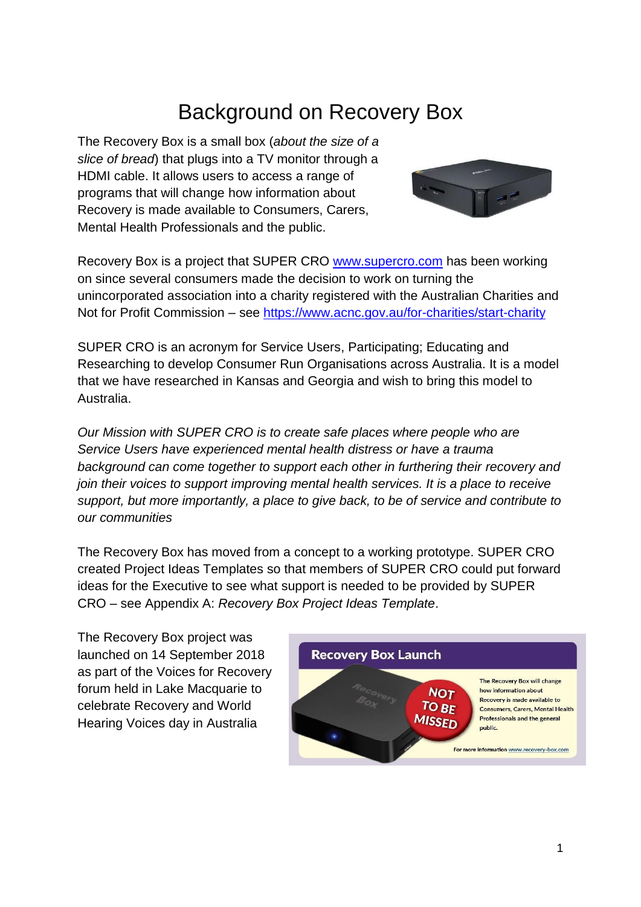# Background on Recovery Box

The Recovery Box is a small box (*about the size of a slice of bread*) that plugs into a TV monitor through a HDMI cable. It allows users to access a range of programs that will change how information about Recovery is made available to Consumers, Carers, Mental Health Professionals and the public.

Recovery Box is a project that SUPER CRO www.supercro.com has been working on since several consumers made the decision to work on turning the unincorporated association into a charity registered with the Australian Charities and Not for Profit Commission – see https://www.acnc.gov.au/for-charities/start-charity

SUPER CRO is an acronym for Service Users, Participating; Educating and Researching to develop Consumer Run Organisations across Australia. It is a model that we have researched in Kansas and Georgia and wish to bring this model to Australia.

*Our Mission with SUPER CRO is to create safe places where people who are Service Users have experienced mental health distress or have a trauma background can come together to support each other in furthering their recovery and join their voices to support improving mental health services. It is a place to receive support, but more importantly, a place to give back, to be of service and contribute to our communities*

The Recovery Box has moved from a concept to a working prototype. SUPER CRO created Project Ideas Templates so that members of SUPER CRO could put forward ideas for the Executive to see what support is needed to be provided by SUPER CRO – see Appendix A: *Recovery Box Project Ideas Template*.

The Recovery Box project was launched on 14 September 2018 as part of the Voices for Recovery forum held in Lake Macquarie to celebrate Recovery and World Hearing Voices day in Australia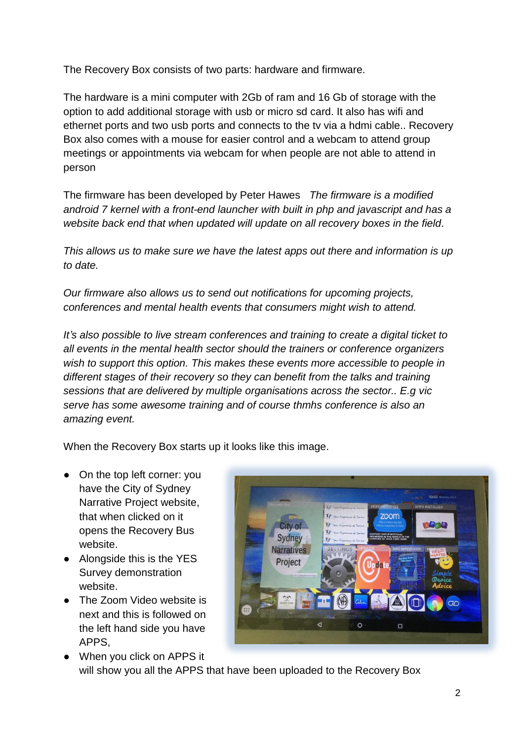The Recovery Box consists of two parts: hardware and firmware.

The hardware is a mini computer with 2Gb of ram and 16 Gb of storage with the option to add additional storage with usb or micro sd card. It also has wifi and ethernet ports and two usb ports and connects to the tv via a hdmi cable.. Recovery Box also comes with a mouse for easier control and a webcam to attend group meetings or appointments via webcam for when people are not able to attend in person

The firmware has been developed by Peter Hawes *The firmware is a modified android 7 kernel with a front-end launcher with built in php and javascript and has a website back end that when updated will update on all recovery boxes in the field.*

*This allows us to make sure we have the latest apps out there and information is up to date.*

*Our firmware also allows us to send out notifications for upcoming projects, conferences and mental health events that consumers might wish to attend.*

*It's also possible to live stream conferences and training to create a digital ticket to all events in the mental health sector should the trainers or conference organizers wish to support this option. This makes these events more accessible to people in different stages of their recovery so they can benefit from the talks and training sessions that are delivered by multiple organisations across the sector.. E.g vic serve has some awesome training and of course thmhs conference is also an amazing event.*

When the Recovery Box starts up it looks like this image.

- On the top left corner: you have the City of Sydney Narrative Project website, that when clicked on it opens the Recovery Bus website.
- Alongside this is the YES Survey demonstration website.
- The Zoom Video website is next and this is followed on the left hand side you have APPS,
- When you click on APPS it will show you all the APPS that have been uploaded to the Recovery Box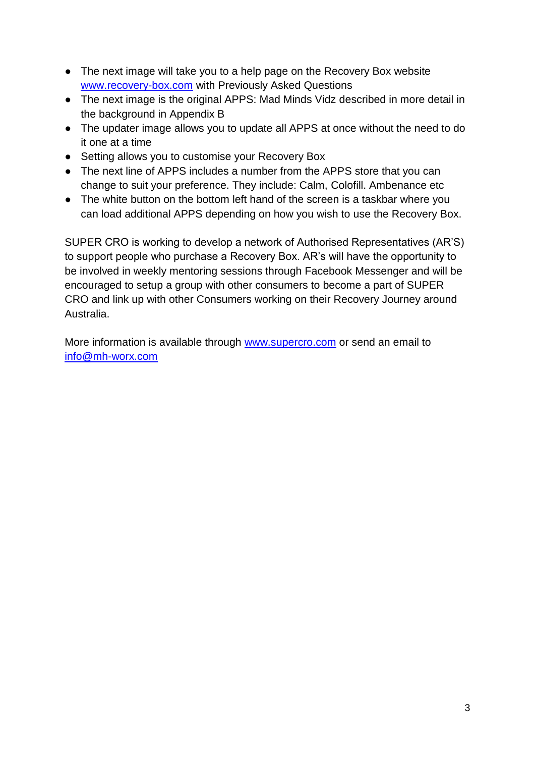- The next image will take you to a help page on the Recovery Box website [www.recovery-box.com](http://www.recovery-box.com) with Previously Asked Questions
- The next image is the original APPS: Mad Minds Vidz described in more detail in the background in Appendix B
- The updater image allows you to update all APPS at once without the need to do it one at a time
- Setting allows you to customise your Recovery Box
- The next line of APPS includes a number from the APPS store that you can change to suit your preference. They include: Calm, Colofill. Ambenance etc
- The white button on the bottom left hand of the screen is a taskbar where you can load additional APPS depending on how you wish to use the Recovery Box.

SUPER CRO is working to develop a network of Authorised Representatives (AR'S) to support people who purchase a Recovery Box. AR's will have the opportunity to be involved in weekly mentoring sessions through Facebook Messenger and will be encouraged to setup a group with other consumers to become a part of SUPER CRO and link up with other Consumers working on their Recovery Journey around Australia.

More information is available through [www.supercro.com](http://www.supercro.com) or send an email to [info@mh-worx.com](mailto:info@mh-worx.com)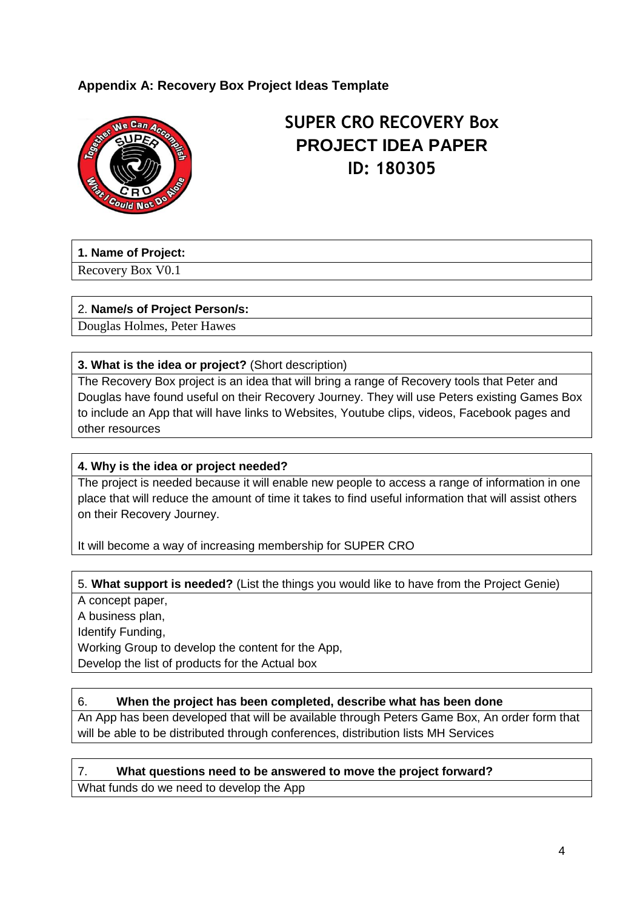**Appendix A: Recovery Box Project Ideas Template**

# SUPER CRO RECOVERY Box PROJECT IDEA PAPER ID: 180305

**1. Name of Project:**

Recovery Box V0.1

2. **Name/s of Project Person/s:**

Douglas Holmes, Peter Hawes

**3. What is the idea or project?** (Short description)

The Recovery Box project is an idea that will bring a range of Recovery tools that Peter and Douglas have found useful on their Recovery Journey. They will use Peters existing Games Box to include an App that will have links to Websites, Youtube clips, videos, Facebook pages and other resources

**4. Why is the idea or project needed?**

The project is needed because it will enable new people to access a range of information in one place that will reduce the amount of time it takes to find useful information that will assist others on their Recovery Journey.

It will become a way of increasing membership for SUPER CRO

5. **What support is needed?** (List the things you would like to have from the Project Genie)

A concept paper,
A business plan,
Identify Funding,
Working Group to develop the content for the App,
Develop the list of products for the Actual box

6. **When the project has been completed, describe what has been done**

An App has been developed that will be available through Peters Game Box, An order form that will be able to be distributed through conferences, distribution lists MH Services

7. **What questions need to be answered to move the project forward?**

What funds do we need to develop the App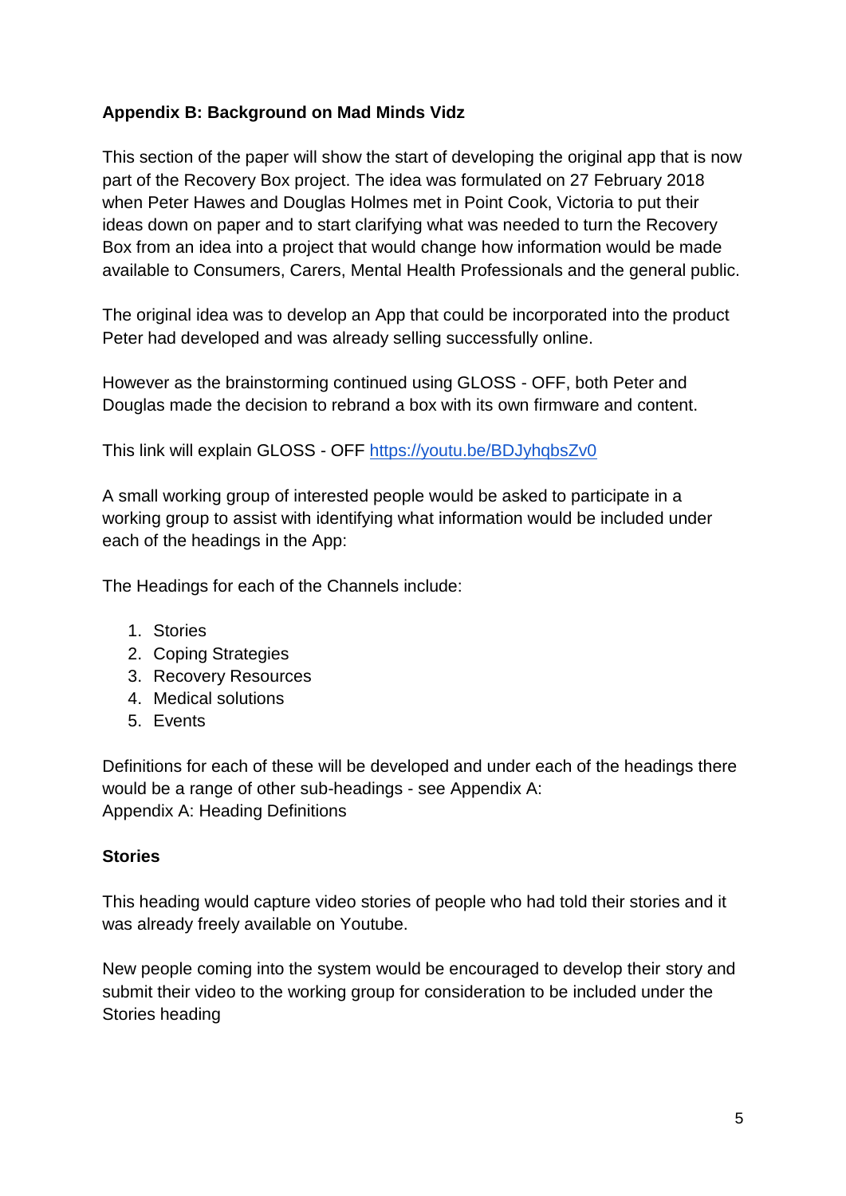**Appendix B: Background on Mad Minds Vidz**

This section of the paper will show the start of developing the original app that is now part of the Recovery Box project. The idea was formulated on 27 February 2018 when Peter Hawes and Douglas Holmes met in Point Cook, Victoria to put their ideas down on paper and to start clarifying what was needed to turn the Recovery Box from an idea into a project that would change how information would be made available to Consumers, Carers, Mental Health Professionals and the general public.

The original idea was to develop an App that could be incorporated into the product Peter had developed and was already selling successfully online.

However as the brainstorming continued using GLOSS - OFF, both Peter and Douglas made the decision to rebrand a box with its own firmware and content.

This link will explain GLOSS - OFF [https://youtu.be/BDJyhqbsZv0](https://youtu.be/BDJyhqbsZv0)

A small working group of interested people would be asked to participate in a working group to assist with identifying what information would be included under each of the headings in the App:

The Headings for each of the Channels include:

1. Stories
2. Coping Strategies
3. Recovery Resources
4. Medical solutions
5. Events

Definitions for each of these will be developed and under each of the headings there would be a range of other sub-headings - see Appendix A:
Appendix A: Heading Definitions

**Stories**

This heading would capture video stories of people who had told their stories and it was already freely available on Youtube.

New people coming into the system would be encouraged to develop their story and submit their video to the working group for consideration to be included under the Stories heading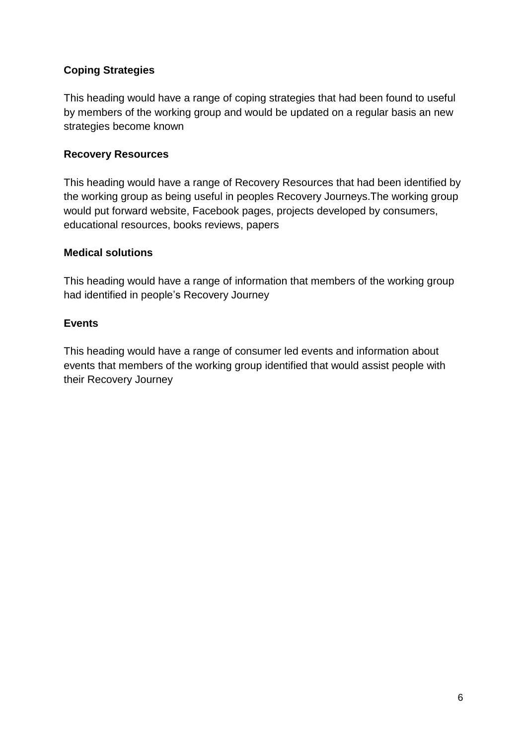**Coping Strategies**

This heading would have a range of coping strategies that had been found to useful by members of the working group and would be updated on a regular basis an new strategies become known

**Recovery Resources**

This heading would have a range of Recovery Resources that had been identified by the working group as being useful in peoples Recovery Journeys.The working group would put forward website, Facebook pages, projects developed by consumers, educational resources, books reviews, papers

**Medical solutions**

This heading would have a range of information that members of the working group had identified in people's Recovery Journey

**Events**

This heading would have a range of consumer led events and information about events that members of the working group identified that would assist people with their Recovery Journey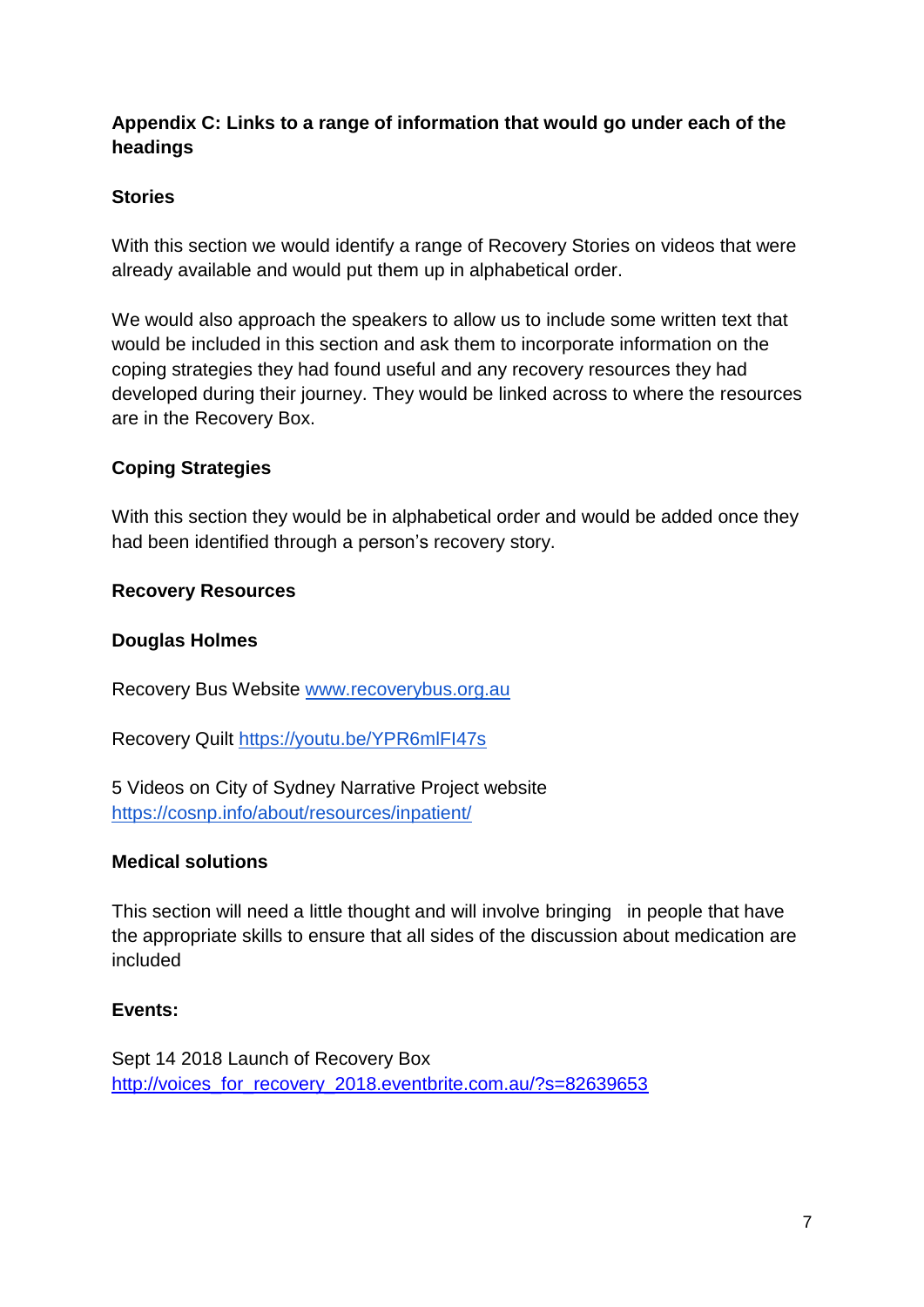**Appendix C: Links to a range of information that would go under each of the headings**

**Stories**

With this section we would identify a range of Recovery Stories on videos that were already available and would put them up in alphabetical order.

We would also approach the speakers to allow us to include some written text that would be included in this section and ask them to incorporate information on the coping strategies they had found useful and any recovery resources they had developed during their journey. They would be linked across to where the resources are in the Recovery Box.

**Coping Strategies**

With this section they would be in alphabetical order and would be added once they had been identified through a person's recovery story.

**Recovery Resources**

**Douglas Holmes**

Recovery Bus Website www.recoverybus.org.au

Recovery Quilt https://youtu.be/YPR6mlFI47s

5 Videos on City of Sydney Narrative Project website
https://cosnp.info/about/resources/inpatient/

**Medical solutions**

This section will need a little thought and will involve bringing in people that have the appropriate skills to ensure that all sides of the discussion about medication are included

**Events:**

Sept 14 2018 Launch of Recovery Box
http://voices_for_recovery_2018.eventbrite.com.au/?s=82639653